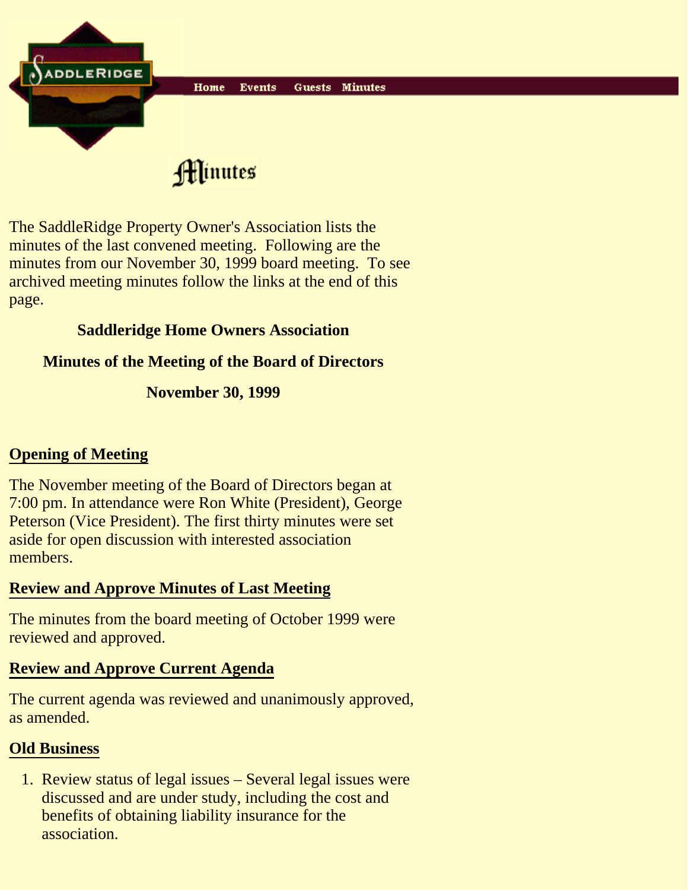Home Events Guests Minutes

# Minutes

The SaddleRidge Property Owner's Association lists the minutes of the last convened meeting. Following are the minutes from our November 30, 1999 board meeting. To see archived meeting minutes follow the links at the end of this page.

**Saddleridge Home Owners Association**

**Minutes of the Meeting of the Board of Directors**

**November 30, 1999**

## Opening of Meeting

The November meeting of the Board of Directors began at 7:00 pm. In attendance were Ron White (President), George Peterson (Vice President). The first thirty minutes were set aside for open discussion with interested association members.

## Review and Approve Minutes of Last Meeting

The minutes from the board meeting of October 1999 were reviewed and approved.

## Review and Approve Current Agenda

The current agenda was reviewed and unanimously approved, as amended.

## Old Business

1. Review status of legal issues – Several legal issues were discussed and are under study, including the cost and benefits of obtaining liability insurance for the association.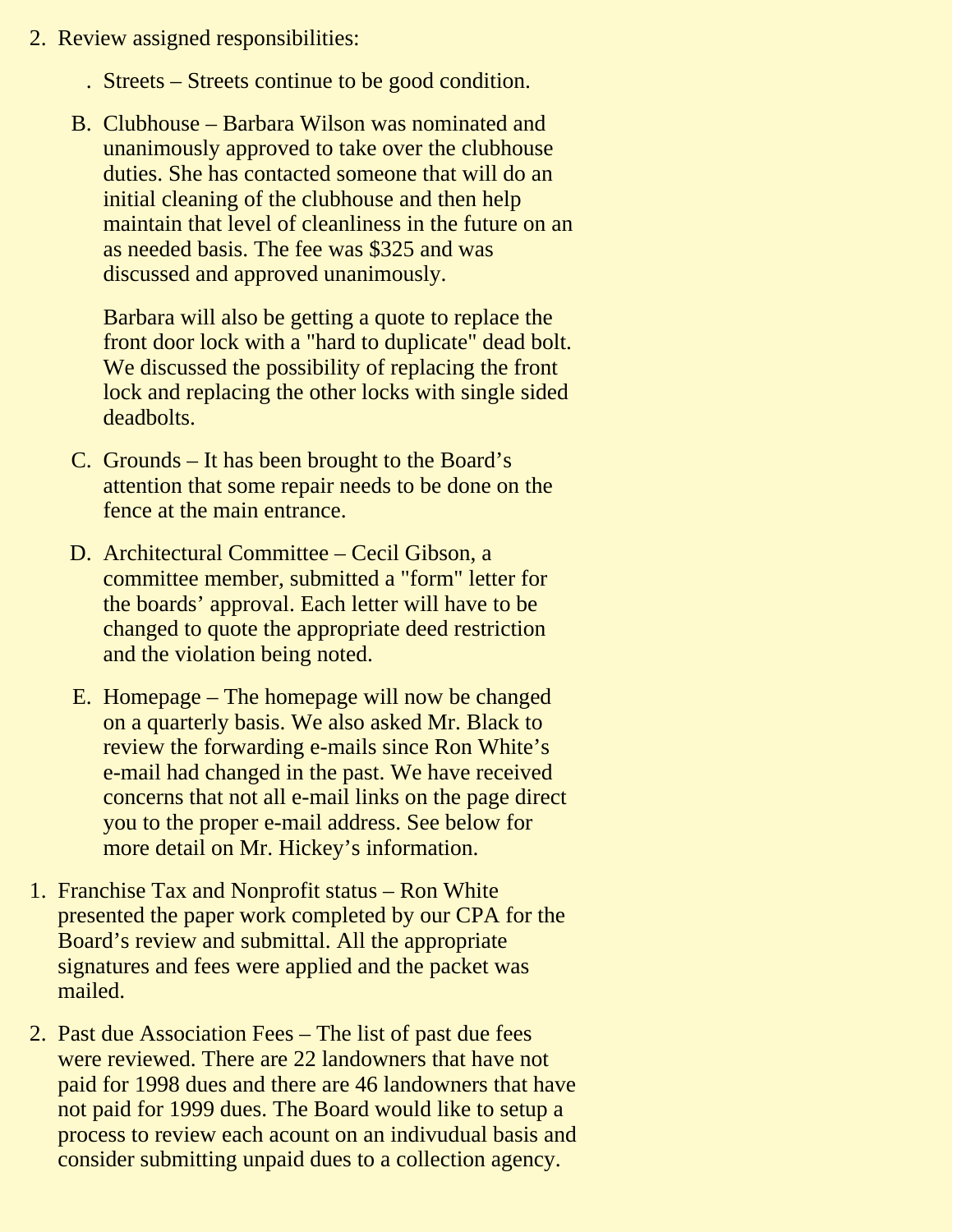2. Review assigned responsibilities:

    . Streets – Streets continue to be good condition.

    B. Clubhouse – Barbara Wilson was nominated and unanimously approved to take over the clubhouse duties. She has contacted someone that will do an initial cleaning of the clubhouse and then help maintain that level of cleanliness in the future on an as needed basis. The fee was $325 and was discussed and approved unanimously.

       Barbara will also be getting a quote to replace the front door lock with a "hard to duplicate" dead bolt. We discussed the possibility of replacing the front lock and replacing the other locks with single sided deadbolts.

    C. Grounds – It has been brought to the Board's attention that some repair needs to be done on the fence at the main entrance.

    D. Architectural Committee – Cecil Gibson, a committee member, submitted a "form" letter for the boards' approval. Each letter will have to be changed to quote the appropriate deed restriction and the violation being noted.

    E. Homepage – The homepage will now be changed on a quarterly basis. We also asked Mr. Black to review the forwarding e-mails since Ron White's e-mail had changed in the past. We have received concerns that not all e-mail links on the page direct you to the proper e-mail address. See below for more detail on Mr. Hickey's information.

1. Franchise Tax and Nonprofit status – Ron White presented the paper work completed by our CPA for the Board's review and submittal. All the appropriate signatures and fees were applied and the packet was mailed.

2. Past due Association Fees – The list of past due fees were reviewed. There are 22 landowners that have not paid for 1998 dues and there are 46 landowners that have not paid for 1999 dues. The Board would like to setup a process to review each acount on an indivudual basis and consider submitting unpaid dues to a collection agency.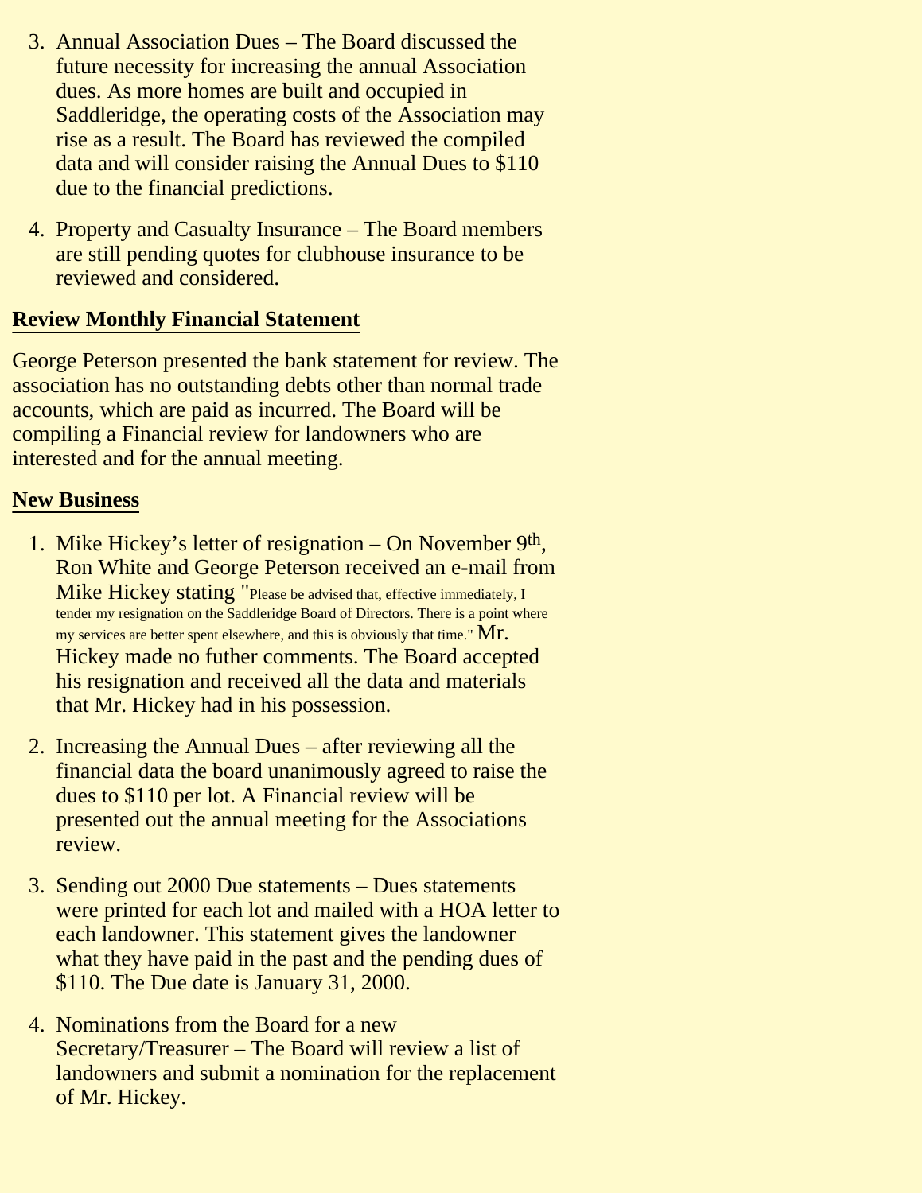3. Annual Association Dues – The Board discussed the future necessity for increasing the annual Association dues. As more homes are built and occupied in Saddleridge, the operating costs of the Association may rise as a result. The Board has reviewed the compiled data and will consider raising the Annual Dues to $110 due to the financial predictions.

4. Property and Casualty Insurance – The Board members are still pending quotes for clubhouse insurance to be reviewed and considered.

**Review Monthly Financial Statement**

George Peterson presented the bank statement for review. The association has no outstanding debts other than normal trade accounts, which are paid as incurred. The Board will be compiling a Financial review for landowners who are interested and for the annual meeting.

**New Business**

1. Mike Hickey's letter of resignation – On November 9th, Ron White and George Peterson received an e-mail from Mike Hickey stating "Please be advised that, effective immediately, I tender my resignation on the Saddleridge Board of Directors. There is a point where my services are better spent elsewhere, and this is obviously that time." Mr. Hickey made no futher comments. The Board accepted his resignation and received all the data and materials that Mr. Hickey had in his possession.

2. Increasing the Annual Dues – after reviewing all the financial data the board unanimously agreed to raise the dues to $110 per lot. A Financial review will be presented out the annual meeting for the Associations review.

3. Sending out 2000 Due statements – Dues statements were printed for each lot and mailed with a HOA letter to each landowner. This statement gives the landowner what they have paid in the past and the pending dues of $110. The Due date is January 31, 2000.

4. Nominations from the Board for a new Secretary/Treasurer – The Board will review a list of landowners and submit a nomination for the replacement of Mr. Hickey.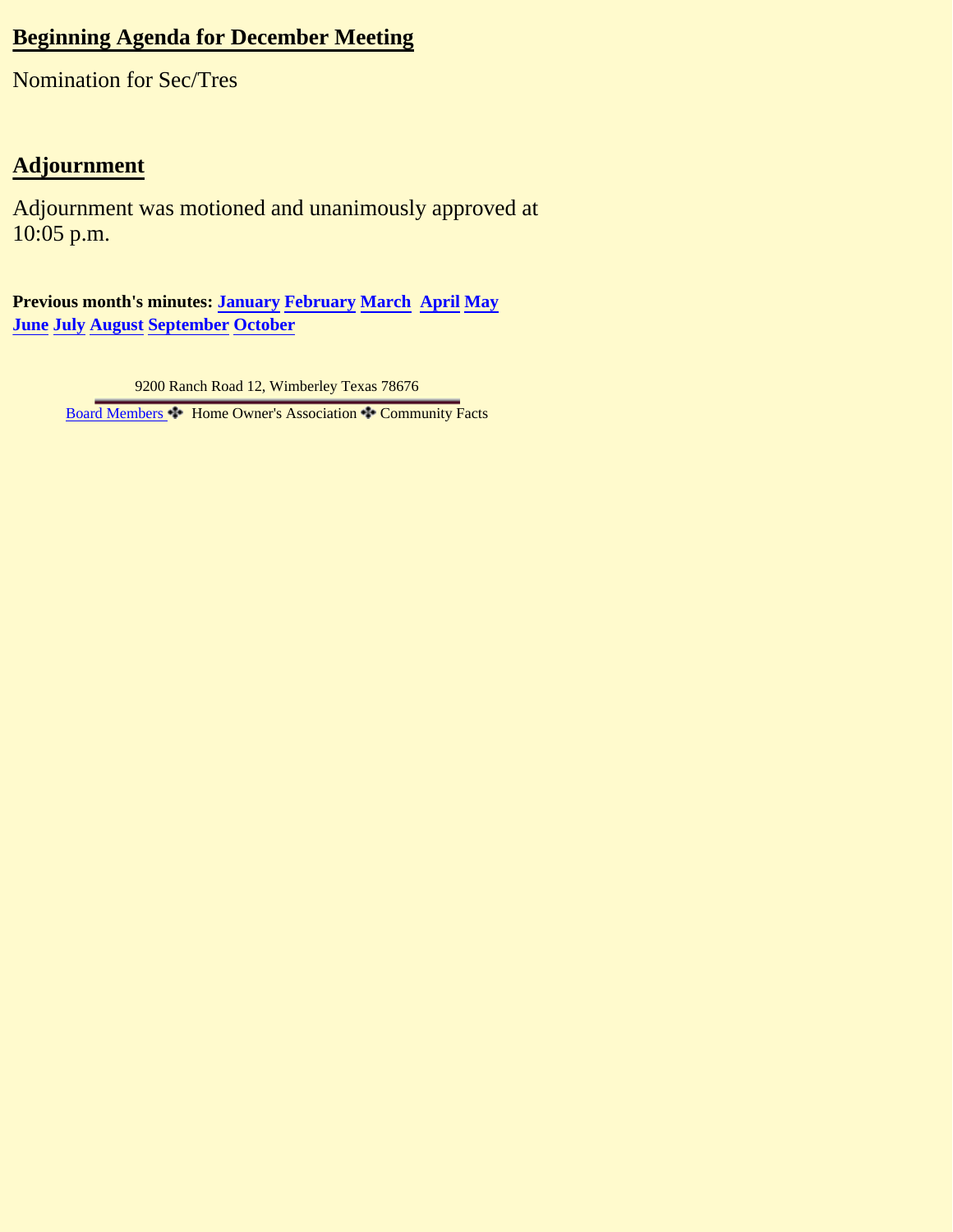## Beginning Agenda for December Meeting

Nomination for Sec/Tres

## Adjournment

Adjournment was motioned and unanimously approved at 10:05 p.m.

**Previous month's minutes: January February March April May June July August September October**

9200 Ranch Road 12, Wimberley Texas 78676

Board Members ✣ Home Owner's Association ✣ Community Facts